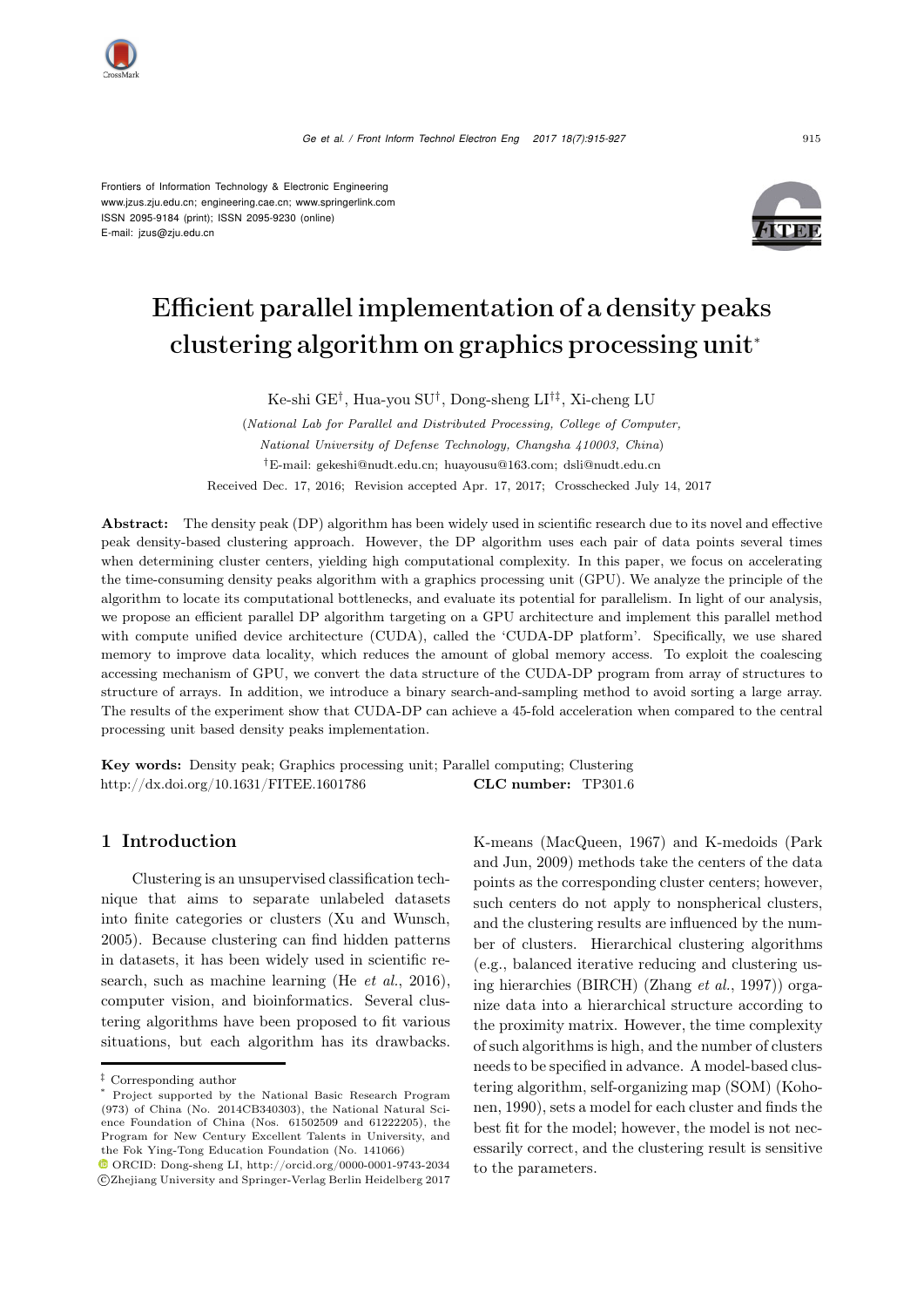Frontiers of Information Technology & Electronic Engineering
www.jzus.zju.edu.cn; engineering.cae.cn; www.springerlink.com
ISSN 2095-9184 (print); ISSN 2095-9230 (online)
E-mail: jzus@zju.edu.cn

# Efficient parallel implementation of a density peaks clustering algorithm on graphics processing unit*

Ke-shi GE[†], Hua-you SU[†], Dong-sheng LI[†‡], Xi-cheng LU

(*National Lab for Parallel and Distributed Processing, College of Computer, National University of Defense Technology, Changsha 410003, China*)

[†]E-mail: gekeshi@nudt.edu.cn; huayousu@163.com; dsli@nudt.edu.cn

Received Dec. 17, 2016; Revision accepted Apr. 17, 2017; Crosschecked July 14, 2017

**Abstract:** The density peak (DP) algorithm has been widely used in scientific research due to its novel and effective peak density-based clustering approach. However, the DP algorithm uses each pair of data points several times when determining cluster centers, yielding high computational complexity. In this paper, we focus on accelerating the time-consuming density peaks algorithm with a graphics processing unit (GPU). We analyze the principle of the algorithm to locate its computational bottlenecks, and evaluate its potential for parallelism. In light of our analysis, we propose an efficient parallel DP algorithm targeting on a GPU architecture and implement this parallel method with compute unified device architecture (CUDA), called the 'CUDA-DP platform'. Specifically, we use shared memory to improve data locality, which reduces the amount of global memory access. To exploit the coalescing accessing mechanism of GPU, we convert the data structure of the CUDA-DP program from array of structures to structure of arrays. In addition, we introduce a binary search-and-sampling method to avoid sorting a large array. The results of the experiment show that CUDA-DP can achieve a 45-fold acceleration when compared to the central processing unit based density peaks implementation.

**Key words:** Density peak; Graphics processing unit; Parallel computing; Clustering
http://dx.doi.org/10.1631/FITEE.1601786 **CLC number:** TP301.6

## 1 Introduction

Clustering is an unsupervised classification technique that aims to separate unlabeled datasets into finite categories or clusters (Xu and Wunsch, 2005). Because clustering can find hidden patterns in datasets, it has been widely used in scientific research, such as machine learning (He *et al.*, 2016), computer vision, and bioinformatics. Several clustering algorithms have been proposed to fit various situations, but each algorithm has its drawbacks. K-means (MacQueen, 1967) and K-medoids (Park and Jun, 2009) methods take the centers of the data points as the corresponding cluster centers; however, such centers do not apply to nonspherical clusters, and the clustering results are influenced by the number of clusters. Hierarchical clustering algorithms (e.g., balanced iterative reducing and clustering using hierarchies (BIRCH) (Zhang *et al.*, 1997)) organize data into a hierarchical structure according to the proximity matrix. However, the time complexity of such algorithms is high, and the number of clusters needs to be specified in advance. A model-based clustering algorithm, self-organizing map (SOM) (Kohonen, 1990), sets a model for each cluster and finds the best fit for the model; however, the model is not necessarily correct, and the clustering result is sensitive to the parameters.

---

‡ Corresponding author

\* Project supported by the National Basic Research Program (973) of China (No. 2014CB340303), the National Natural Science Foundation of China (Nos. 61502509 and 61222205), the Program for New Century Excellent Talents in University, and the Fok Ying-Tong Education Foundation (No. 141066)

ORCID: Dong-sheng LI, http://orcid.org/0000-0001-9743-2034

©Zhejiang University and Springer-Verlag Berlin Heidelberg 2017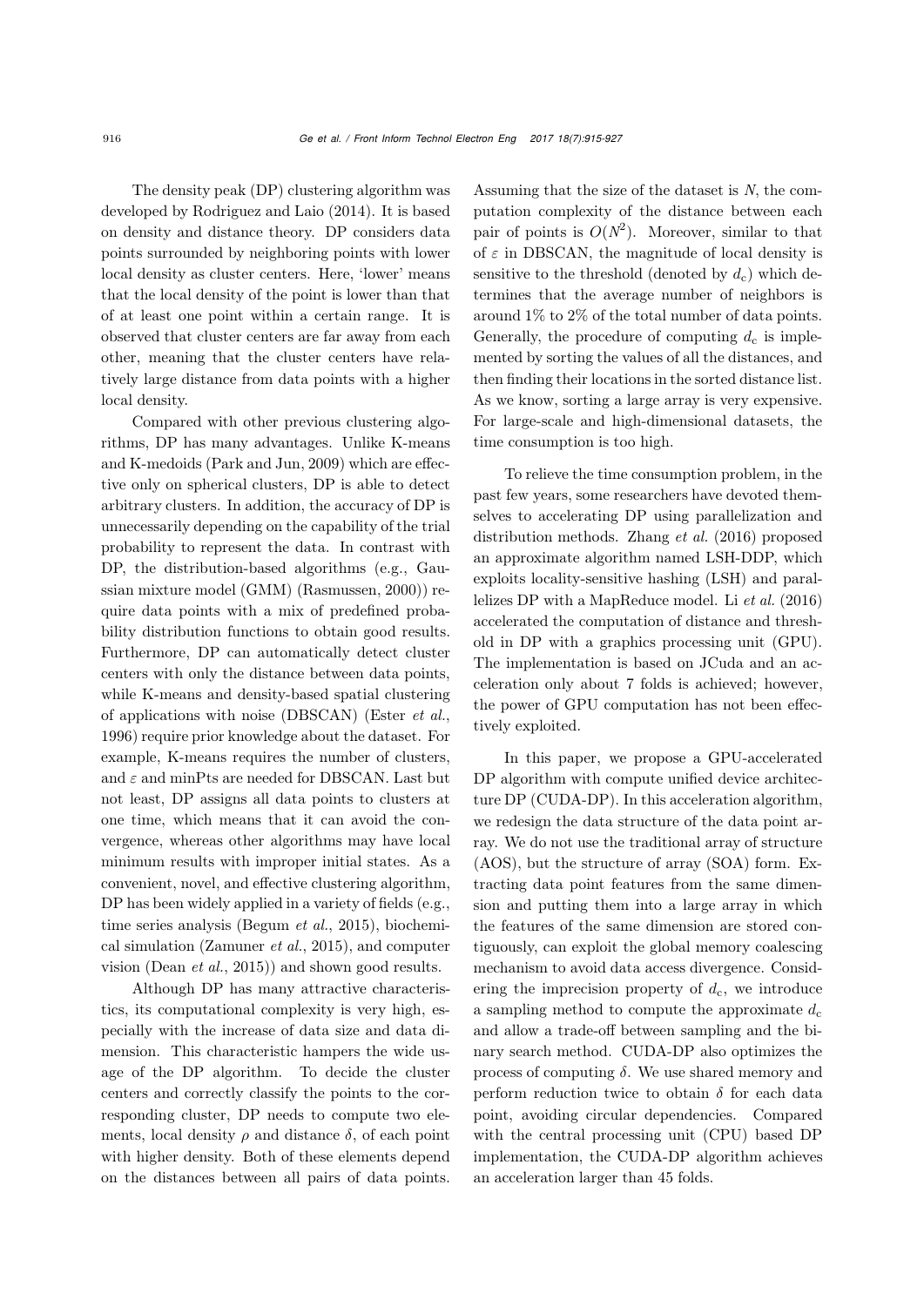The density peak (DP) clustering algorithm was developed by Rodriguez and Laio (2014). It is based on density and distance theory. DP considers data points surrounded by neighboring points with lower local density as cluster centers. Here, 'lower' means that the local density of the point is lower than that of at least one point within a certain range. It is observed that cluster centers are far away from each other, meaning that the cluster centers have relatively large distance from data points with a higher local density.

Compared with other previous clustering algorithms, DP has many advantages. Unlike K-means and K-medoids (Park and Jun, 2009) which are effective only on spherical clusters, DP is able to detect arbitrary clusters. In addition, the accuracy of DP is unnecessarily depending on the capability of the trial probability to represent the data. In contrast with DP, the distribution-based algorithms (e.g., Gaussian mixture model (GMM) (Rasmussen, 2000)) require data points with a mix of predefined probability distribution functions to obtain good results. Furthermore, DP can automatically detect cluster centers with only the distance between data points, while K-means and density-based spatial clustering of applications with noise (DBSCAN) (Ester *et al.*, 1996) require prior knowledge about the dataset. For example, K-means requires the number of clusters, and $\varepsilon$ and minPts are needed for DBSCAN. Last but not least, DP assigns all data points to clusters at one time, which means that it can avoid the convergence, whereas other algorithms may have local minimum results with improper initial states. As a convenient, novel, and effective clustering algorithm, DP has been widely applied in a variety of fields (e.g., time series analysis (Begum *et al.*, 2015), biochemical simulation (Zamuner *et al.*, 2015), and computer vision (Dean *et al.*, 2015)) and shown good results.

Although DP has many attractive characteristics, its computational complexity is very high, especially with the increase of data size and data dimension. This characteristic hampers the wide usage of the DP algorithm. To decide the cluster centers and correctly classify the points to the corresponding cluster, DP needs to compute two elements, local density $\rho$ and distance $\delta$, of each point with higher density. Both of these elements depend on the distances between all pairs of data points. Assuming that the size of the dataset is $N$, the computation complexity of the distance between each pair of points is $O(N^2)$. Moreover, similar to that of $\varepsilon$ in DBSCAN, the magnitude of local density is sensitive to the threshold (denoted by $d_c$) which determines that the average number of neighbors is around 1% to 2% of the total number of data points. Generally, the procedure of computing $d_c$ is implemented by sorting the values of all the distances, and then finding their locations in the sorted distance list. As we know, sorting a large array is very expensive. For large-scale and high-dimensional datasets, the time consumption is too high.

To relieve the time consumption problem, in the past few years, some researchers have devoted themselves to accelerating DP using parallelization and distribution methods. Zhang *et al.* (2016) proposed an approximate algorithm named LSH-DDP, which exploits locality-sensitive hashing (LSH) and parallelizes DP with a MapReduce model. Li *et al.* (2016) accelerated the computation of distance and threshold in DP with a graphics processing unit (GPU). The implementation is based on JCuda and an acceleration only about 7 folds is achieved; however, the power of GPU computation has not been effectively exploited.

In this paper, we propose a GPU-accelerated DP algorithm with compute unified device architecture DP (CUDA-DP). In this acceleration algorithm, we redesign the data structure of the data point array. We do not use the traditional array of structure (AOS), but the structure of array (SOA) form. Extracting data point features from the same dimension and putting them into a large array in which the features of the same dimension are stored contiguously, can exploit the global memory coalescing mechanism to avoid data access divergence. Considering the imprecision property of $d_c$, we introduce a sampling method to compute the approximate $d_c$ and allow a trade-off between sampling and the binary search method. CUDA-DP also optimizes the process of computing $\delta$. We use shared memory and perform reduction twice to obtain $\delta$ for each data point, avoiding circular dependencies. Compared with the central processing unit (CPU) based DP implementation, the CUDA-DP algorithm achieves an acceleration larger than 45 folds.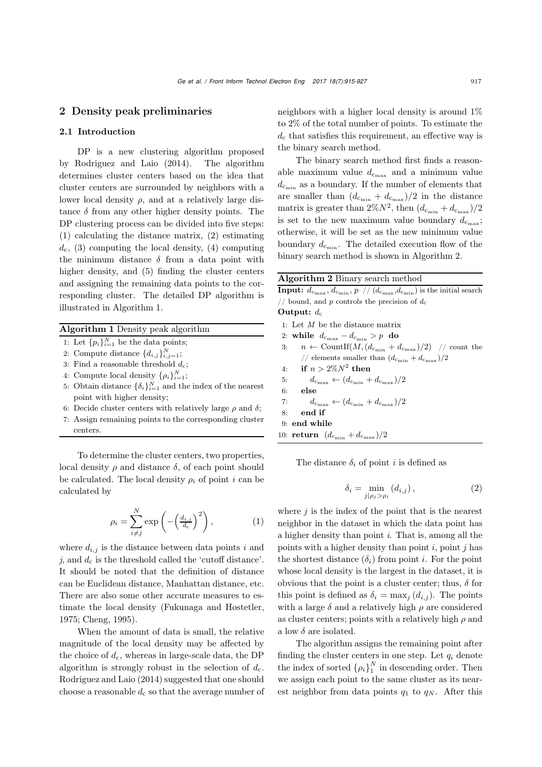## 2 Density peak preliminaries

### 2.1 Introduction

DP is a new clustering algorithm proposed by Rodriguez and Laio (2014). The algorithm determines cluster centers based on the idea that cluster centers are surrounded by neighbors with a lower local density $\rho$, and at a relatively large distance $\delta$ from any other higher density points. The DP clustering process can be divided into five steps: (1) calculating the distance matrix, (2) estimating $d_c$, (3) computing the local density, (4) computing the minimum distance $\delta$ from a data point with higher density, and (5) finding the cluster centers and assigning the remaining data points to the corresponding cluster. The detailed DP algorithm is illustrated in Algorithm 1.

**Algorithm 1** Density peak algorithm

1: Let $\{p_i\}_{i=1}^{N}$ be the data points;
2: Compute distance $\{d_{i,j}\}_{i,j=1}^{N}$;
3: Find a reasonable threshold $d_c$;
4: Compute local density $\{\rho_i\}_{i=1}^{N}$;
5: Obtain distance $\{\delta_i\}_{i=1}^{N}$ and the index of the nearest point with higher density;
6: Decide cluster centers with relatively large $\rho$ and $\delta$;
7: Assign remaining points to the corresponding cluster centers.

To determine the cluster centers, two properties, local density $\rho$ and distance $\delta$, of each point should be calculated. The local density $\rho_i$ of point $i$ can be calculated by

$$\rho_i = \sum_{i \neq j}^{N} \exp\left(-\left(\frac{d_{i,j}}{d_c}\right)^2\right), \tag{1}$$

where $d_{i,j}$ is the distance between data points $i$ and $j$, and $d_c$ is the threshold called the 'cutoff distance'. It should be noted that the definition of distance can be Euclidean distance, Manhattan distance, etc. There are also some other accurate measures to estimate the local density (Fukunaga and Hostetler, 1975; Cheng, 1995).

When the amount of data is small, the relative magnitude of the local density may be affected by the choice of $d_c$, whereas in large-scale data, the DP algorithm is strongly robust in the selection of $d_c$. Rodriguez and Laio (2014) suggested that one should choose a reasonable $d_c$ so that the average number of neighbors with a higher local density is around 1% to 2% of the total number of points. To estimate the $d_c$ that satisfies this requirement, an effective way is the binary search method.

The binary search method first finds a reasonable maximum value $d_{c_{\max}}$ and a minimum value $d_{c_{\min}}$ as a boundary. If the number of elements that are smaller than $(d_{c_{\min}} + d_{c_{\max}})/2$ in the distance matrix is greater than $2\%N^2$, then $(d_{c_{\min}} + d_{c_{\max}})/2$ is set to the new maximum value boundary $d_{c_{\max}}$; otherwise, it will be set as the new minimum value boundary $d_{c_{\min}}$. The detailed execution flow of the binary search method is shown in Algorithm 2.

**Algorithm 2** Binary search method

**Input:** $d_{c_{\max}}, d_{c_{\min}}, p$ // $(d_{c_{\max}}, d_{c_{\min}})$ is the initial search // bound, and $p$ controls the precision of $d_c$
**Output:** $d_c$

1: Let $M$ be the distance matrix
2: **while** $d_{c_{\max}} - d_{c_{\min}} > p$ **do**
3: $\quad n \leftarrow \text{CountIf}(M, (d_{c_{\min}} + d_{c_{\max}})/2)$ // count the // elements smaller than $(d_{c_{\min}} + d_{c_{\max}})/2$
4: $\quad$ **if** $n > 2\%N^2$ **then**
5: $\quad\quad d_{c_{\max}} \leftarrow (d_{c_{\min}} + d_{c_{\max}})/2$
6: $\quad$ **else**
7: $\quad\quad d_{c_{\max}} \leftarrow (d_{c_{\min}} + d_{c_{\max}})/2$
8: $\quad$ **end if**
9: **end while**
10: **return** $(d_{c_{\min}} + d_{c_{\max}})/2$

The distance $\delta_i$ of point $i$ is defined as

$$\delta_i = \min_{j|\rho_j > \rho_i} (d_{i,j}), \tag{2}$$

where $j$ is the index of the point that is the nearest neighbor in the dataset in which the data point has a higher density than point $i$. That is, among all the points with a higher density than point $i$, point $j$ has the shortest distance ($\delta_i$) from point $i$. For the point whose local density is the largest in the dataset, it is obvious that the point is a cluster center; thus, $\delta$ for this point is defined as $\delta_i = \max_j (d_{i,j})$. The points with a large $\delta$ and a relatively high $\rho$ are considered as cluster centers; points with a relatively high $\rho$ and a low $\delta$ are isolated.

The algorithm assigns the remaining point after finding the cluster centers in one step. Let $q_i$ denote the index of sorted $\{\rho_i\}_1^N$ in descending order. Then we assign each point to the same cluster as its nearest neighbor from data points $q_1$ to $q_N$. After this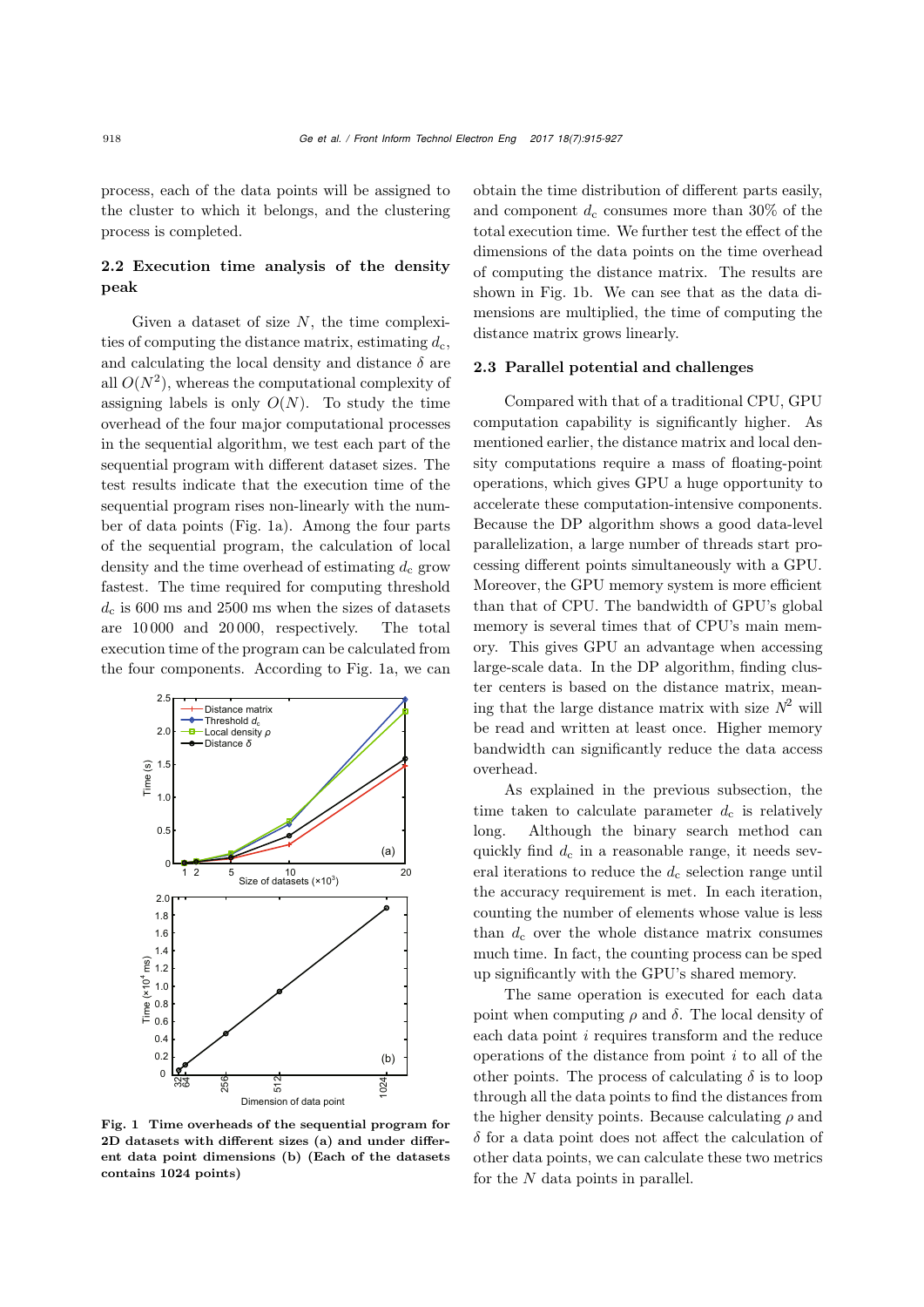process, each of the data points will be assigned to the cluster to which it belongs, and the clustering process is completed.

### 2.2 Execution time analysis of the density peak

Given a dataset of size $N$, the time complexities of computing the distance matrix, estimating $d_c$, and calculating the local density and distance $\delta$ are all $O(N^2)$, whereas the computational complexity of assigning labels is only $O(N)$. To study the time overhead of the four major computational processes in the sequential algorithm, we test each part of the sequential program with different dataset sizes. The test results indicate that the execution time of the sequential program rises non-linearly with the number of data points (Fig. 1a). Among the four parts of the sequential program, the calculation of local density and the time overhead of estimating $d_c$ grow fastest. The time required for computing threshold $d_c$ is 600 ms and 2500 ms when the sizes of datasets are 10 000 and 20 000, respectively. The total execution time of the program can be calculated from the four components. According to Fig. 1a, we can obtain the time distribution of different parts easily, and component $d_c$ consumes more than 30% of the total execution time. We further test the effect of the dimensions of the data points on the time overhead of computing the distance matrix. The results are shown in Fig. 1b. We can see that as the data dimensions are multiplied, the time of computing the distance matrix grows linearly.

Fig. 1 Time overheads of the sequential program for 2D datasets with different sizes (a) and under different data point dimensions (b) (Each of the datasets contains 1024 points)

### 2.3 Parallel potential and challenges

Compared with that of a traditional CPU, GPU computation capability is significantly higher. As mentioned earlier, the distance matrix and local density computations require a mass of floating-point operations, which gives GPU a huge opportunity to accelerate these computation-intensive components. Because the DP algorithm shows a good data-level parallelization, a large number of threads start processing different points simultaneously with a GPU. Moreover, the GPU memory system is more efficient than that of CPU. The bandwidth of GPU's global memory is several times that of CPU's main memory. This gives GPU an advantage when accessing large-scale data. In the DP algorithm, finding cluster centers is based on the distance matrix, meaning that the large distance matrix with size $N^2$ will be read and written at least once. Higher memory bandwidth can significantly reduce the data access overhead.

As explained in the previous subsection, the time taken to calculate parameter $d_c$ is relatively long. Although the binary search method can quickly find $d_c$ in a reasonable range, it needs several iterations to reduce the $d_c$ selection range until the accuracy requirement is met. In each iteration, counting the number of elements whose value is less than $d_c$ over the whole distance matrix consumes much time. In fact, the counting process can be sped up significantly with the GPU's shared memory.

The same operation is executed for each data point when computing $\rho$ and $\delta$. The local density of each data point $i$ requires transform and the reduce operations of the distance from point $i$ to all of the other points. The process of calculating $\delta$ is to loop through all the data points to find the distances from the higher density points. Because calculating $\rho$ and $\delta$ for a data point does not affect the calculation of other data points, we can calculate these two metrics for the $N$ data points in parallel.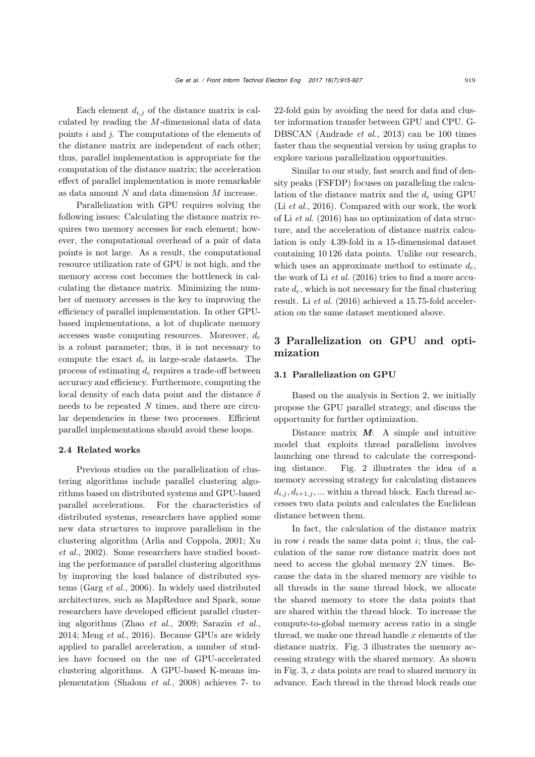Each element $d_{i,j}$ of the distance matrix is calculated by reading the $M$-dimensional data of data points $i$ and $j$. The computations of the elements of the distance matrix are independent of each other; thus, parallel implementation is appropriate for the computation of the distance matrix; the acceleration effect of parallel implementation is more remarkable as data amount $N$ and data dimension $M$ increase.

Parallelization with GPU requires solving the following issues: Calculating the distance matrix requires two memory accesses for each element; however, the computational overhead of a pair of data points is not large. As a result, the computational resource utilization rate of GPU is not high, and the memory access cost becomes the bottleneck in calculating the distance matrix. Minimizing the number of memory accesses is the key to improving the efficiency of parallel implementation. In other GPU-based implementations, a lot of duplicate memory accesses waste computing resources. Moreover, $d_c$ is a robust parameter; thus, it is not necessary to compute the exact $d_c$ in large-scale datasets. The process of estimating $d_c$ requires a trade-off between accuracy and efficiency. Furthermore, computing the local density of each data point and the distance $\delta$ needs to be repeated $N$ times, and there are circular dependencies in these two processes. Efficient parallel implementations should avoid these loops.

### 2.4 Related works

Previous studies on the parallelization of clustering algorithms include parallel clustering algorithms based on distributed systems and GPU-based parallel accelerations. For the characteristics of distributed systems, researchers have applied some new data structures to improve parallelism in the clustering algorithm (Arlia and Coppola, 2001; Xu *et al.*, 2002). Some researchers have studied boosting the performance of parallel clustering algorithms by improving the load balance of distributed systems (Garg *et al.*, 2006). In widely used distributed architectures, such as MapReduce and Spark, some researchers have developed efficient parallel clustering algorithms (Zhao *et al.*, 2009; Sarazin *et al.*, 2014; Meng *et al.*, 2016). Because GPUs are widely applied to parallel acceleration, a number of studies have focused on the use of GPU-accelerated clustering algorithms. A GPU-based K-means implementation (Shalom *et al.*, 2008) achieves 7- to 22-fold gain by avoiding the need for data and cluster information transfer between GPU and CPU. G-DBSCAN (Andrade *et al.*, 2013) can be 100 times faster than the sequential version by using graphs to explore various parallelization opportunities.

Similar to our study, fast search and find of density peaks (FSFDP) focuses on paralleling the calculation of the distance matrix and the $d_c$ using GPU (Li *et al.*, 2016). Compared with our work, the work of Li *et al.* (2016) has no optimization of data structure, and the acceleration of distance matrix calculation is only 4.39-fold in a 15-dimensional dataset containing 10 126 data points. Unlike our research, which uses an approximate method to estimate $d_c$, the work of Li *et al.* (2016) tries to find a more accurate $d_c$, which is not necessary for the final clustering result. Li *et al.* (2016) achieved a 15.75-fold acceleration on the same dataset mentioned above.

## 3 Parallelization on GPU and optimization

### 3.1 Parallelization on GPU

Based on the analysis in Section 2, we initially propose the GPU parallel strategy, and discuss the opportunity for further optimization.

Distance matrix $\boldsymbol{M}$: A simple and intuitive model that exploits thread parallelism involves launching one thread to calculate the corresponding distance. Fig. 2 illustrates the idea of a memory accessing strategy for calculating distances $d_{i,j}, d_{i+1,j}, \ldots$ within a thread block. Each thread accesses two data points and calculates the Euclidean distance between them.

In fact, the calculation of the distance matrix in row $i$ reads the same data point $i$; thus, the calculation of the same row distance matrix does not need to access the global memory $2N$ times. Because the data in the shared memory are visible to all threads in the same thread block, we allocate the shared memory to store the data points that are shared within the thread block. To increase the compute-to-global memory access ratio in a single thread, we make one thread handle $x$ elements of the distance matrix. Fig. 3 illustrates the memory accessing strategy with the shared memory. As shown in Fig. 3, $x$ data points are read to shared memory in advance. Each thread in the thread block reads one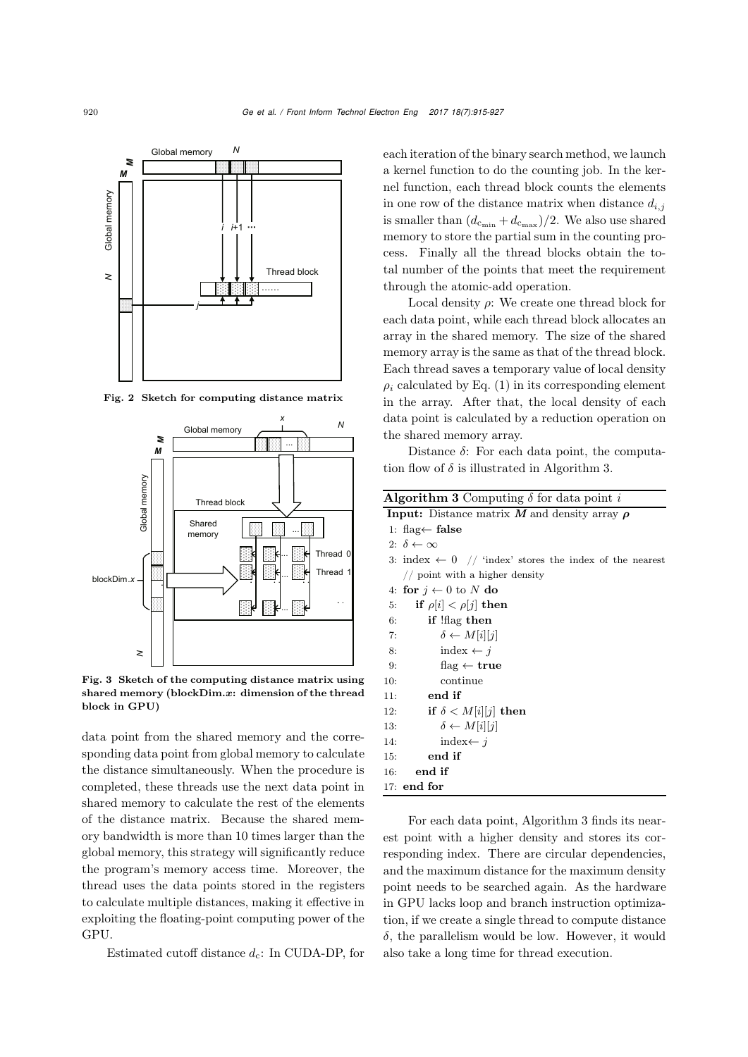Fig. 2 Sketch for computing distance matrix

Fig. 3 Sketch of the computing distance matrix using shared memory (blockDim.$x$: dimension of the thread block in GPU)

data point from the shared memory and the corresponding data point from global memory to calculate the distance simultaneously. When the procedure is completed, these threads use the next data point in shared memory to calculate the rest of the elements of the distance matrix. Because the shared memory bandwidth is more than 10 times larger than the global memory, this strategy will significantly reduce the program's memory access time. Moreover, the thread uses the data points stored in the registers to calculate multiple distances, making it effective in exploiting the floating-point computing power of the GPU.

Estimated cutoff distance $d_c$: In CUDA-DP, for each iteration of the binary search method, we launch a kernel function to do the counting job. In the kernel function, each thread block counts the elements in one row of the distance matrix when distance $d_{i,j}$ is smaller than $(d_{c_{\min}} + d_{c_{\max}})/2$. We also use shared memory to store the partial sum in the counting process. Finally all the thread blocks obtain the total number of the points that meet the requirement through the atomic-add operation.

Local density $\rho$: We create one thread block for each data point, while each thread block allocates an array in the shared memory. The size of the shared memory array is the same as that of the thread block. Each thread saves a temporary value of local density $\rho_i$ calculated by Eq. (1) in its corresponding element in the array. After that, the local density of each data point is calculated by a reduction operation on the shared memory array.

Distance $\delta$: For each data point, the computation flow of $\delta$ is illustrated in Algorithm 3.

**Algorithm 3** Computing $\delta$ for data point $i$

**Input:** Distance matrix $\boldsymbol{M}$ and density array $\boldsymbol{\rho}$

```
1: flag← false
2: δ ← ∞
3: index ← 0  // 'index' stores the index of the nearest
   // point with a higher density
4: for j ← 0 to N do
5:    if ρ[i] < ρ[j] then
6:       if !flag then
7:          δ ← M[i][j]
8:          index ← j
9:          flag ← true
10:         continue
11:      end if
12:      if δ < M[i][j] then
13:         δ ← M[i][j]
14:         index← j
15:      end if
16:   end if
17: end for
```

For each data point, Algorithm 3 finds its nearest point with a higher density and stores its corresponding index. There are circular dependencies, and the maximum distance for the maximum density point needs to be searched again. As the hardware in GPU lacks loop and branch instruction optimization, if we create a single thread to compute distance $\delta$, the parallelism would be low. However, it would also take a long time for thread execution.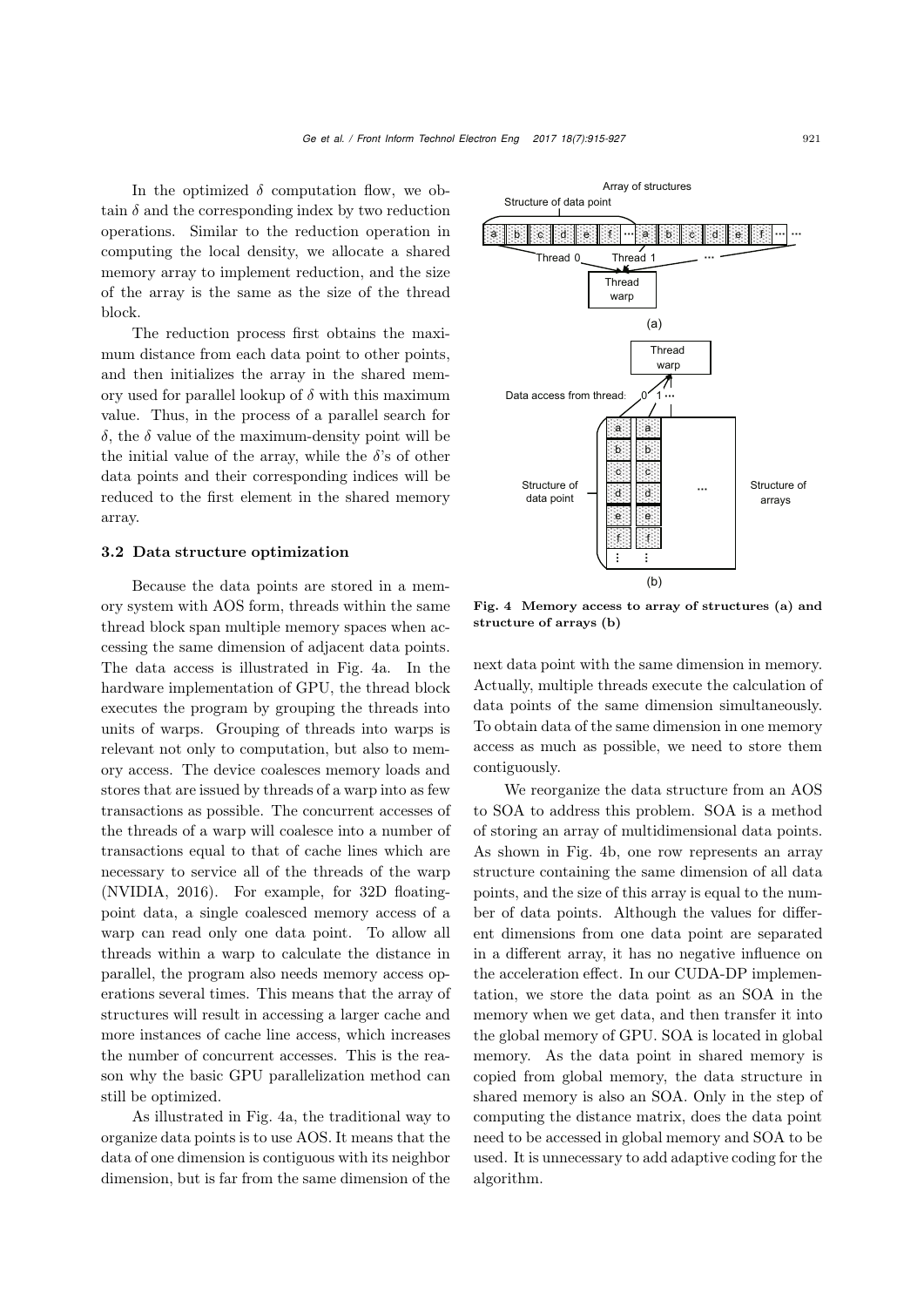In the optimized $\delta$ computation flow, we obtain $\delta$ and the corresponding index by two reduction operations. Similar to the reduction operation in computing the local density, we allocate a shared memory array to implement reduction, and the size of the array is the same as the size of the thread block.

The reduction process first obtains the maximum distance from each data point to other points, and then initializes the array in the shared memory used for parallel lookup of $\delta$ with this maximum value. Thus, in the process of a parallel search for $\delta$, the $\delta$ value of the maximum-density point will be the initial value of the array, while the $\delta$'s of other data points and their corresponding indices will be reduced to the first element in the shared memory array.

### 3.2 Data structure optimization

Because the data points are stored in a memory system with AOS form, threads within the same thread block span multiple memory spaces when accessing the same dimension of adjacent data points. The data access is illustrated in Fig. 4a. In the hardware implementation of GPU, the thread block executes the program by grouping the threads into units of warps. Grouping of threads into warps is relevant not only to computation, but also to memory access. The device coalesces memory loads and stores that are issued by threads of a warp into as few transactions as possible. The concurrent accesses of the threads of a warp will coalesce into a number of transactions equal to that of cache lines which are necessary to service all of the threads of the warp (NVIDIA, 2016). For example, for 32D floating-point data, a single coalesced memory access of a warp can read only one data point. To allow all threads within a warp to calculate the distance in parallel, the program also needs memory access operations several times. This means that the array of structures will result in accessing a larger cache and more instances of cache line access, which increases the number of concurrent accesses. This is the reason why the basic GPU parallelization method can still be optimized.

As illustrated in Fig. 4a, the traditional way to organize data points is to use AOS. It means that the data of one dimension is contiguous with its neighbor dimension, but is far from the same dimension of the next data point with the same dimension in memory. Actually, multiple threads execute the calculation of data points of the same dimension simultaneously. To obtain data of the same dimension in one memory access as much as possible, we need to store them contiguously.

**Fig. 4 Memory access to array of structures (a) and structure of arrays (b)**

We reorganize the data structure from an AOS to SOA to address this problem. SOA is a method of storing an array of multidimensional data points. As shown in Fig. 4b, one row represents an array structure containing the same dimension of all data points, and the size of this array is equal to the number of data points. Although the values for different dimensions from one data point are separated in a different array, it has no negative influence on the acceleration effect. In our CUDA-DP implementation, we store the data point as an SOA in the memory when we get data, and then transfer it into the global memory of GPU. SOA is located in global memory. As the data point in shared memory is copied from global memory, the data structure in shared memory is also an SOA. Only in the step of computing the distance matrix, does the data point need to be accessed in global memory and SOA to be used. It is unnecessary to add adaptive coding for the algorithm.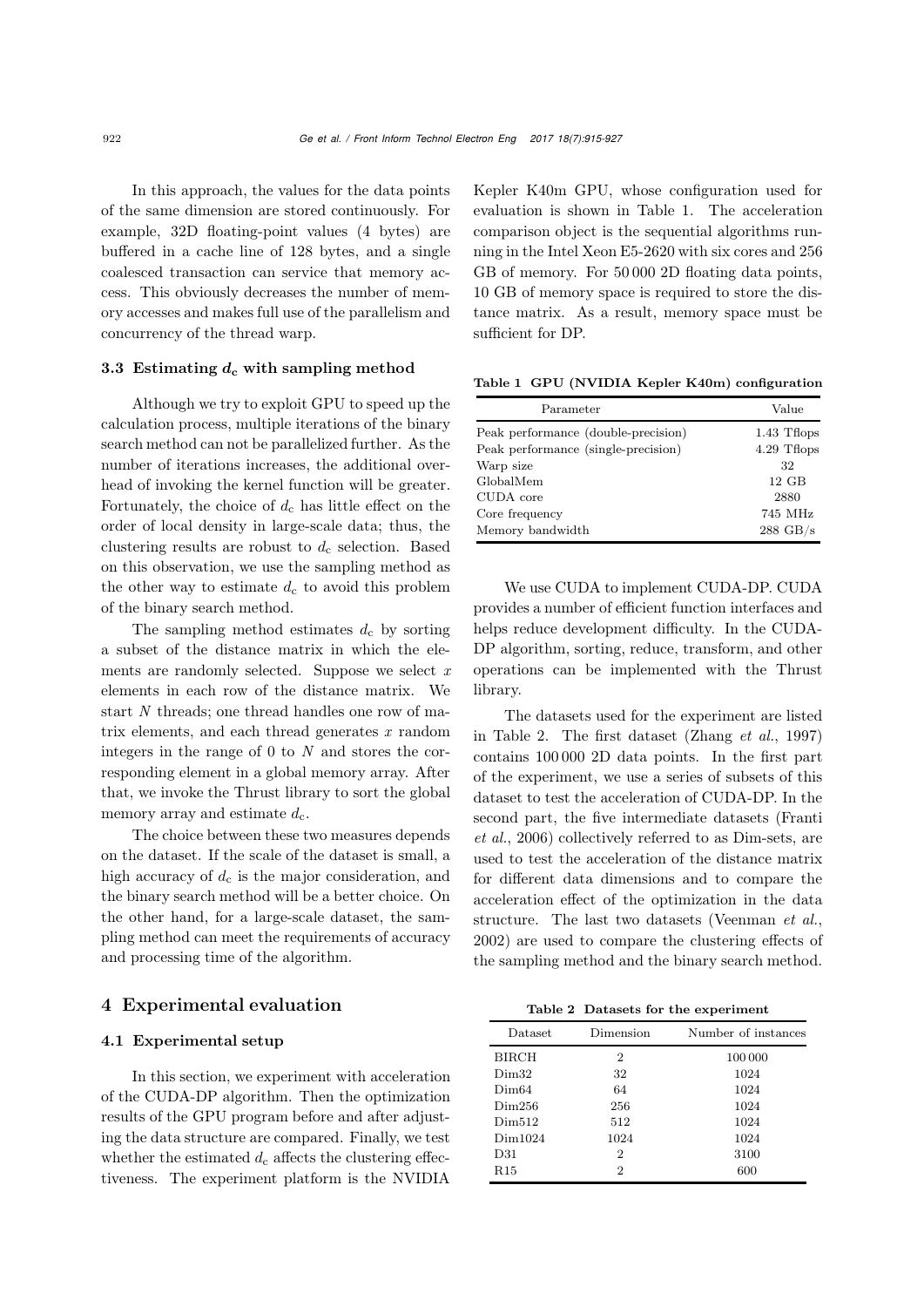In this approach, the values for the data points of the same dimension are stored continuously. For example, 32D floating-point values (4 bytes) are buffered in a cache line of 128 bytes, and a single coalesced transaction can service that memory access. This obviously decreases the number of memory accesses and makes full use of the parallelism and concurrency of the thread warp.

### 3.3 Estimating $d_c$ with sampling method

Although we try to exploit GPU to speed up the calculation process, multiple iterations of the binary search method can not be parallelized further. As the number of iterations increases, the additional overhead of invoking the kernel function will be greater. Fortunately, the choice of $d_c$ has little effect on the order of local density in large-scale data; thus, the clustering results are robust to $d_c$ selection. Based on this observation, we use the sampling method as the other way to estimate $d_c$ to avoid this problem of the binary search method.

The sampling method estimates $d_c$ by sorting a subset of the distance matrix in which the elements are randomly selected. Suppose we select $x$ elements in each row of the distance matrix. We start $N$ threads; one thread handles one row of matrix elements, and each thread generates $x$ random integers in the range of 0 to $N$ and stores the corresponding element in a global memory array. After that, we invoke the Thrust library to sort the global memory array and estimate $d_c$.

The choice between these two measures depends on the dataset. If the scale of the dataset is small, a high accuracy of $d_c$ is the major consideration, and the binary search method will be a better choice. On the other hand, for a large-scale dataset, the sampling method can meet the requirements of accuracy and processing time of the algorithm.

## 4 Experimental evaluation

### 4.1 Experimental setup

In this section, we experiment with acceleration of the CUDA-DP algorithm. Then the optimization results of the GPU program before and after adjusting the data structure are compared. Finally, we test whether the estimated $d_c$ affects the clustering effectiveness. The experiment platform is the NVIDIA Kepler K40m GPU, whose configuration used for evaluation is shown in Table 1. The acceleration comparison object is the sequential algorithms running in the Intel Xeon E5-2620 with six cores and 256 GB of memory. For 50 000 2D floating data points, 10 GB of memory space is required to store the distance matrix. As a result, memory space must be sufficient for DP.

**Table 1 GPU (NVIDIA Kepler K40m) configuration**

| Parameter | Value |
|---|---|
| Peak performance (double-precision) | 1.43 Tflops |
| Peak performance (single-precision) | 4.29 Tflops |
| Warp size | 32 |
| GlobalMem | 12 GB |
| CUDA core | 2880 |
| Core frequency | 745 MHz |
| Memory bandwidth | 288 GB/s |

We use CUDA to implement CUDA-DP. CUDA provides a number of efficient function interfaces and helps reduce development difficulty. In the CUDA-DP algorithm, sorting, reduce, transform, and other operations can be implemented with the Thrust library.

The datasets used for the experiment are listed in Table 2. The first dataset (Zhang *et al.*, 1997) contains 100 000 2D data points. In the first part of the experiment, we use a series of subsets of this dataset to test the acceleration of CUDA-DP. In the second part, the five intermediate datasets (Franti *et al.*, 2006) collectively referred to as Dim-sets, are used to test the acceleration of the distance matrix for different data dimensions and to compare the acceleration effect of the optimization in the data structure. The last two datasets (Veenman *et al.*, 2002) are used to compare the clustering effects of the sampling method and the binary search method.

**Table 2 Datasets for the experiment**

| Dataset | Dimension | Number of instances |
|---|---|---|
| BIRCH | 2 | 100 000 |
| Dim32 | 32 | 1024 |
| Dim64 | 64 | 1024 |
| Dim256 | 256 | 1024 |
| Dim512 | 512 | 1024 |
| Dim1024 | 1024 | 1024 |
| D31 | 2 | 3100 |
| R15 | 2 | 600 |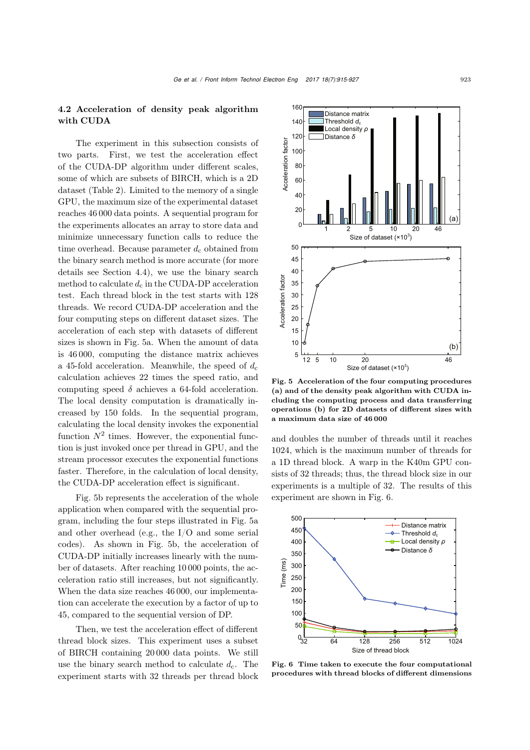### 4.2 Acceleration of density peak algorithm with CUDA

The experiment in this subsection consists of two parts. First, we test the acceleration effect of the CUDA-DP algorithm under different scales, some of which are subsets of BIRCH, which is a 2D dataset (Table 2). Limited to the memory of a single GPU, the maximum size of the experimental dataset reaches 46 000 data points. A sequential program for the experiments allocates an array to store data and minimize unnecessary function calls to reduce the time overhead. Because parameter $d_c$ obtained from the binary search method is more accurate (for more details see Section 4.4), we use the binary search method to calculate $d_c$ in the CUDA-DP acceleration test. Each thread block in the test starts with 128 threads. We record CUDA-DP acceleration and the four computing steps on different dataset sizes. The acceleration of each step with datasets of different sizes is shown in Fig. 5a. When the amount of data is 46 000, computing the distance matrix achieves a 45-fold acceleration. Meanwhile, the speed of $d_c$ calculation achieves 22 times the speed ratio, and computing speed $\delta$ achieves a 64-fold acceleration. The local density computation is dramatically increased by 150 folds. In the sequential program, calculating the local density invokes the exponential function $N^2$ times. However, the exponential function is just invoked once per thread in GPU, and the stream processor executes the exponential functions faster. Therefore, in the calculation of local density, the CUDA-DP acceleration effect is significant.

Fig. 5b represents the acceleration of the whole application when compared with the sequential program, including the four steps illustrated in Fig. 5a and other overhead (e.g., the I/O and some serial codes). As shown in Fig. 5b, the acceleration of CUDA-DP initially increases linearly with the number of datasets. After reaching 10 000 points, the acceleration ratio still increases, but not significantly. When the data size reaches 46 000, our implementation can accelerate the execution by a factor of up to 45, compared to the sequential version of DP.

Then, we test the acceleration effect of different thread block sizes. This experiment uses a subset of BIRCH containing 20 000 data points. We still use the binary search method to calculate $d_c$. The experiment starts with 32 threads per thread block and doubles the number of threads until it reaches 1024, which is the maximum number of threads for a 1D thread block. A warp in the K40m GPU consists of 32 threads; thus, the thread block size in our experiments is a multiple of 32. The results of this experiment are shown in Fig. 6.

**Fig. 5 Acceleration of the four computing procedures (a) and of the density peak algorithm with CUDA including the computing process and data transferring operations (b) for 2D datasets of different sizes with a maximum data size of 46 000**

**Fig. 6 Time taken to execute the four computational procedures with thread blocks of different dimensions**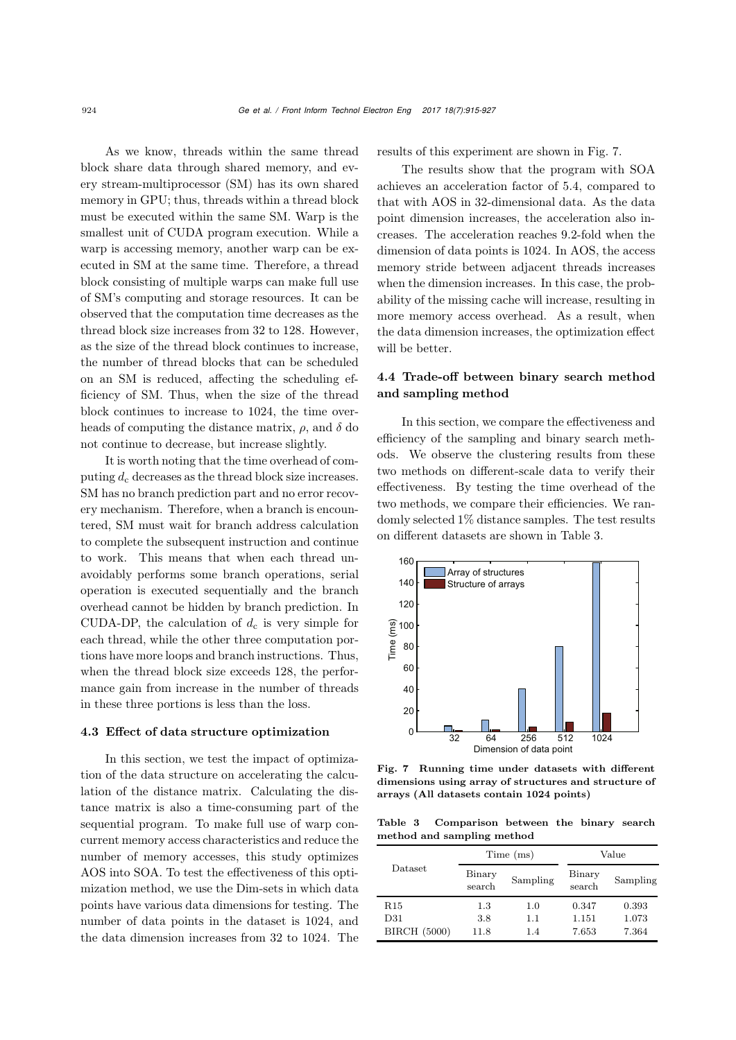As we know, threads within the same thread block share data through shared memory, and every stream-multiprocessor (SM) has its own shared memory in GPU; thus, threads within a thread block must be executed within the same SM. Warp is the smallest unit of CUDA program execution. While a warp is accessing memory, another warp can be executed in SM at the same time. Therefore, a thread block consisting of multiple warps can make full use of SM's computing and storage resources. It can be observed that the computation time decreases as the thread block size increases from 32 to 128. However, as the size of the thread block continues to increase, the number of thread blocks that can be scheduled on an SM is reduced, affecting the scheduling efficiency of SM. Thus, when the size of the thread block continues to increase to 1024, the time overheads of computing the distance matrix, $\rho$, and $\delta$ do not continue to decrease, but increase slightly.

It is worth noting that the time overhead of computing $d_c$ decreases as the thread block size increases. SM has no branch prediction part and no error recovery mechanism. Therefore, when a branch is encountered, SM must wait for branch address calculation to complete the subsequent instruction and continue to work. This means that when each thread unavoidably performs some branch operations, serial operation is executed sequentially and the branch overhead cannot be hidden by branch prediction. In CUDA-DP, the calculation of $d_c$ is very simple for each thread, while the other three computation portions have more loops and branch instructions. Thus, when the thread block size exceeds 128, the performance gain from increase in the number of threads in these three portions is less than the loss.

### 4.3 Effect of data structure optimization

In this section, we test the impact of optimization of the data structure on accelerating the calculation of the distance matrix. Calculating the distance matrix is also a time-consuming part of the sequential program. To make full use of warp concurrent memory access characteristics and reduce the number of memory accesses, this study optimizes AOS into SOA. To test the effectiveness of this optimization method, we use the Dim-sets in which data points have various data dimensions for testing. The number of data points in the dataset is 1024, and the data dimension increases from 32 to 1024. The results of this experiment are shown in Fig. 7.

The results show that the program with SOA achieves an acceleration factor of 5.4, compared to that with AOS in 32-dimensional data. As the data point dimension increases, the acceleration also increases. The acceleration reaches 9.2-fold when the dimension of data points is 1024. In AOS, the access memory stride between adjacent threads increases when the dimension increases. In this case, the probability of the missing cache will increase, resulting in more memory access overhead. As a result, when the data dimension increases, the optimization effect will be better.

### 4.4 Trade-off between binary search method and sampling method

In this section, we compare the effectiveness and efficiency of the sampling and binary search methods. We observe the clustering results from these two methods on different-scale data to verify their effectiveness. By testing the time overhead of the two methods, we compare their efficiencies. We randomly selected 1% distance samples. The test results on different datasets are shown in Table 3.

**Fig. 7 Running time under datasets with different dimensions using array of structures and structure of arrays (All datasets contain 1024 points)**

**Table 3 Comparison between the binary search method and sampling method**

| Dataset | Time (ms) | | Value | |
|---|---|---|---|---|
| | Binary search | Sampling | Binary search | Sampling |
| R15 | 1.3 | 1.0 | 0.347 | 0.393 |
| D31 | 3.8 | 1.1 | 1.151 | 1.073 |
| BIRCH (5000) | 11.8 | 1.4 | 7.653 | 7.364 |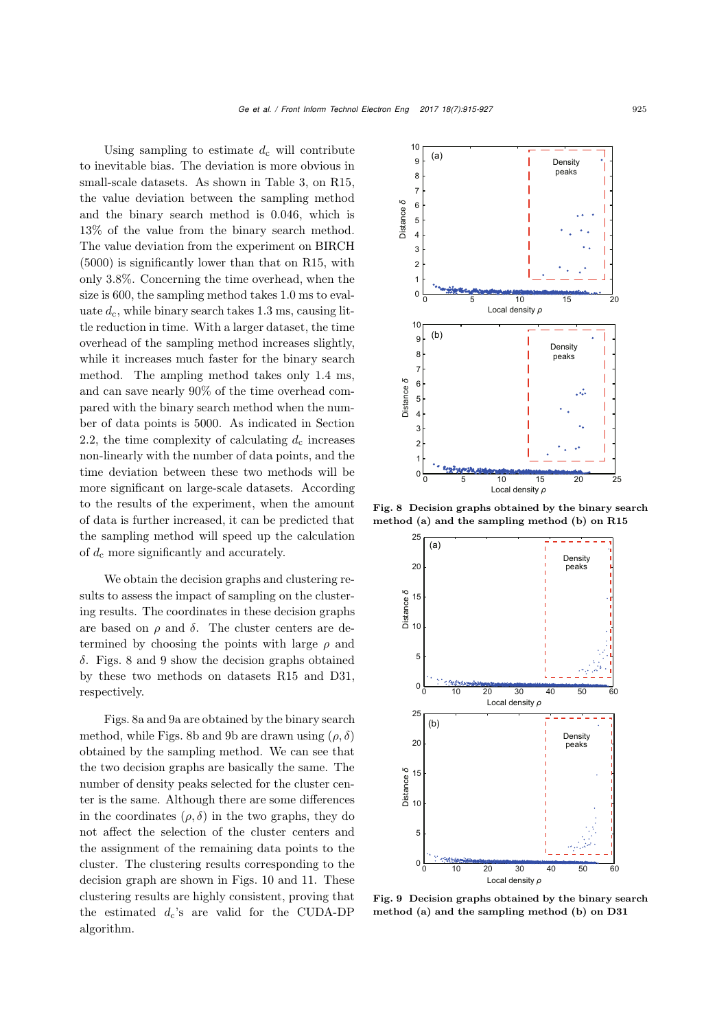Using sampling to estimate $d_c$ will contribute to inevitable bias. The deviation is more obvious in small-scale datasets. As shown in Table 3, on R15, the value deviation between the sampling method and the binary search method is 0.046, which is 13% of the value from the binary search method. The value deviation from the experiment on BIRCH (5000) is significantly lower than that on R15, with only 3.8%. Concerning the time overhead, when the size is 600, the sampling method takes 1.0 ms to evaluate $d_c$, while binary search takes 1.3 ms, causing little reduction in time. With a larger dataset, the time overhead of the sampling method increases slightly, while it increases much faster for the binary search method. The ampling method takes only 1.4 ms, and can save nearly 90% of the time overhead compared with the binary search method when the number of data points is 5000. As indicated in Section 2.2, the time complexity of calculating $d_c$ increases non-linearly with the number of data points, and the time deviation between these two methods will be more significant on large-scale datasets. According to the results of the experiment, when the amount of data is further increased, it can be predicted that the sampling method will speed up the calculation of $d_c$ more significantly and accurately.

We obtain the decision graphs and clustering results to assess the impact of sampling on the clustering results. The coordinates in these decision graphs are based on $\rho$ and $\delta$. The cluster centers are determined by choosing the points with large $\rho$ and $\delta$. Figs. 8 and 9 show the decision graphs obtained by these two methods on datasets R15 and D31, respectively.

Figs. 8a and 9a are obtained by the binary search method, while Figs. 8b and 9b are drawn using $(\rho, \delta)$ obtained by the sampling method. We can see that the two decision graphs are basically the same. The number of density peaks selected for the cluster center is the same. Although there are some differences in the coordinates $(\rho, \delta)$ in the two graphs, they do not affect the selection of the cluster centers and the assignment of the remaining data points to the cluster. The clustering results corresponding to the decision graph are shown in Figs. 10 and 11. These clustering results are highly consistent, proving that the estimated $d_c$'s are valid for the CUDA-DP algorithm.

**Fig. 8 Decision graphs obtained by the binary search method (a) and the sampling method (b) on R15**

**Fig. 9 Decision graphs obtained by the binary search method (a) and the sampling method (b) on D31**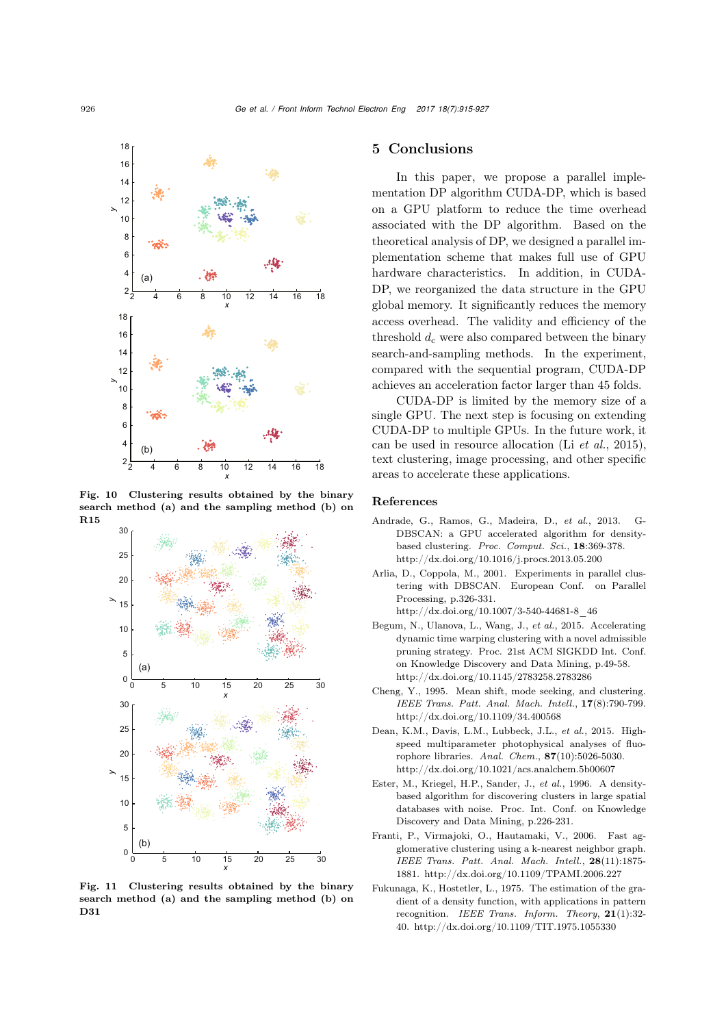Fig. 10 Clustering results obtained by the binary search method (a) and the sampling method (b) on R15

Fig. 11 Clustering results obtained by the binary search method (a) and the sampling method (b) on D31

## 5 Conclusions

In this paper, we propose a parallel implementation DP algorithm CUDA-DP, which is based on a GPU platform to reduce the time overhead associated with the DP algorithm. Based on the theoretical analysis of DP, we designed a parallel implementation scheme that makes full use of GPU hardware characteristics. In addition, in CUDA-DP, we reorganized the data structure in the GPU global memory. It significantly reduces the memory access overhead. The validity and efficiency of the threshold $d_c$ were also compared between the binary search-and-sampling methods. In the experiment, compared with the sequential program, CUDA-DP achieves an acceleration factor larger than 45 folds.

CUDA-DP is limited by the memory size of a single GPU. The next step is focusing on extending CUDA-DP to multiple GPUs. In the future work, it can be used in resource allocation (Li *et al.*, 2015), text clustering, image processing, and other specific areas to accelerate these applications.

## References

Andrade, G., Ramos, G., Madeira, D., *et al.*, 2013. G-DBSCAN: a GPU accelerated algorithm for density-based clustering. *Proc. Comput. Sci.*, **18**:369-378. http://dx.doi.org/10.1016/j.procs.2013.05.200

Arlia, D., Coppola, M., 2001. Experiments in parallel clustering with DBSCAN. European Conf. on Parallel Processing, p.326-331. http://dx.doi.org/10.1007/3-540-44681-8_46

Begum, N., Ulanova, L., Wang, J., *et al.*, 2015. Accelerating dynamic time warping clustering with a novel admissible pruning strategy. Proc. 21st ACM SIGKDD Int. Conf. on Knowledge Discovery and Data Mining, p.49-58. http://dx.doi.org/10.1145/2783258.2783286

Cheng, Y., 1995. Mean shift, mode seeking, and clustering. *IEEE Trans. Patt. Anal. Mach. Intell.*, **17**(8):790-799. http://dx.doi.org/10.1109/34.400568

Dean, K.M., Davis, L.M., Lubbeck, J.L., *et al.*, 2015. High-speed multiparameter photophysical analyses of fluorophore libraries. *Anal. Chem.*, **87**(10):5026-5030. http://dx.doi.org/10.1021/acs.analchem.5b00607

Ester, M., Kriegel, H.P., Sander, J., *et al.*, 1996. A density-based algorithm for discovering clusters in large spatial databases with noise. Proc. Int. Conf. on Knowledge Discovery and Data Mining, p.226-231.

Franti, P., Virmajoki, O., Hautamaki, V., 2006. Fast agglomerative clustering using a k-nearest neighbor graph. *IEEE Trans. Patt. Anal. Mach. Intell.*, **28**(11):1875-1881. http://dx.doi.org/10.1109/TPAMI.2006.227

Fukunaga, K., Hostetler, L., 1975. The estimation of the gradient of a density function, with applications in pattern recognition. *IEEE Trans. Inform. Theory*, **21**(1):32-40. http://dx.doi.org/10.1109/TIT.1975.1055330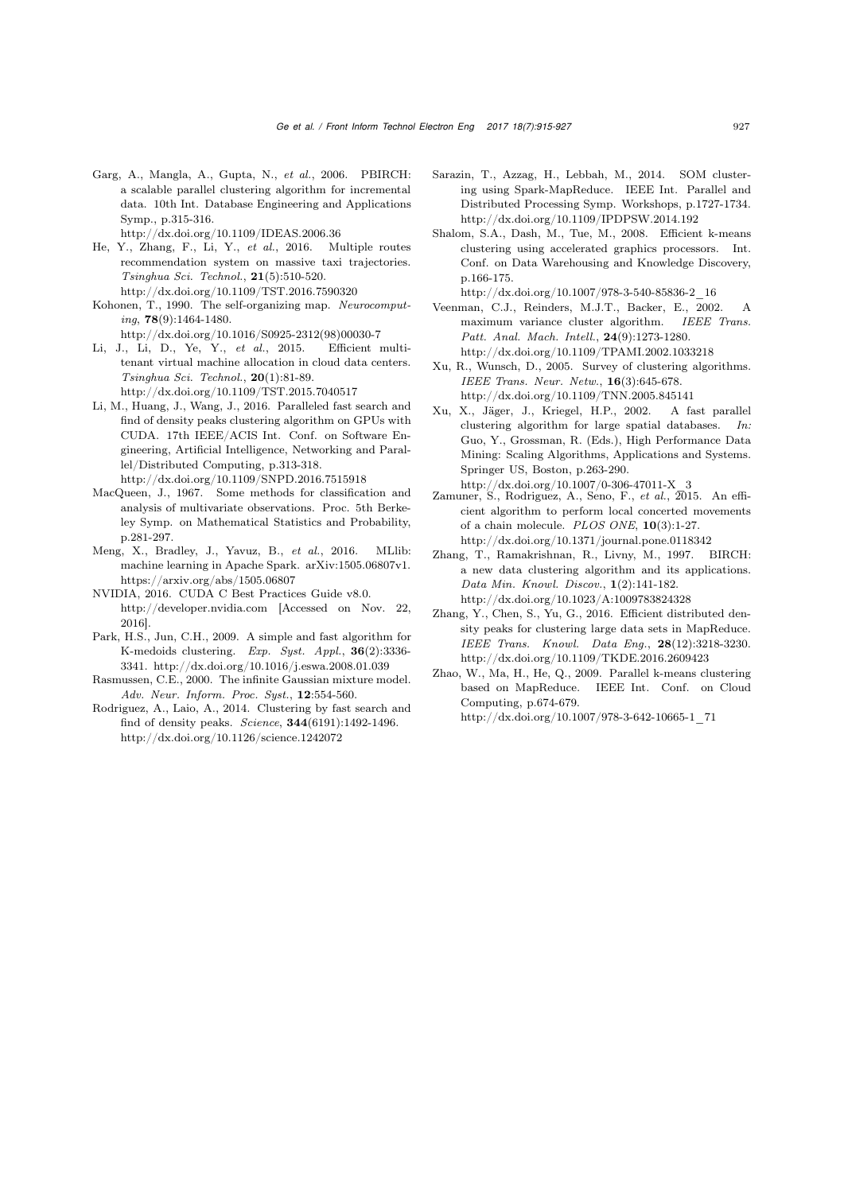Garg, A., Mangla, A., Gupta, N., *et al.*, 2006. PBIRCH: a scalable parallel clustering algorithm for incremental data. 10th Int. Database Engineering and Applications Symp., p.315-316. http://dx.doi.org/10.1109/IDEAS.2006.36

He, Y., Zhang, F., Li, Y., *et al.*, 2016. Multiple routes recommendation system on massive taxi trajectories. *Tsinghua Sci. Technol.*, **21**(5):510-520. http://dx.doi.org/10.1109/TST.2016.7590320

Kohonen, T., 1990. The self-organizing map. *Neurocomputing*, **78**(9):1464-1480. http://dx.doi.org/10.1016/S0925-2312(98)00030-7

Li, J., Li, D., Ye, Y., *et al.*, 2015. Efficient multi-tenant virtual machine allocation in cloud data centers. *Tsinghua Sci. Technol.*, **20**(1):81-89. http://dx.doi.org/10.1109/TST.2015.7040517

Li, M., Huang, J., Wang, J., 2016. Paralleled fast search and find of density peaks clustering algorithm on GPUs with CUDA. 17th IEEE/ACIS Int. Conf. on Software Engineering, Artificial Intelligence, Networking and Parallel/Distributed Computing, p.313-318. http://dx.doi.org/10.1109/SNPD.2016.7515918

MacQueen, J., 1967. Some methods for classification and analysis of multivariate observations. Proc. 5th Berkeley Symp. on Mathematical Statistics and Probability, p.281-297.

Meng, X., Bradley, J., Yavuz, B., *et al.*, 2016. MLlib: machine learning in Apache Spark. arXiv:1505.06807v1. https://arxiv.org/abs/1505.06807

NVIDIA, 2016. CUDA C Best Practices Guide v8.0. http://developer.nvidia.com [Accessed on Nov. 22, 2016].

Park, H.S., Jun, C.H., 2009. A simple and fast algorithm for K-medoids clustering. *Exp. Syst. Appl.*, **36**(2):3336-3341. http://dx.doi.org/10.1016/j.eswa.2008.01.039

Rasmussen, C.E., 2000. The infinite Gaussian mixture model. *Adv. Neur. Inform. Proc. Syst.*, **12**:554-560.

Rodriguez, A., Laio, A., 2014. Clustering by fast search and find of density peaks. *Science*, **344**(6191):1492-1496. http://dx.doi.org/10.1126/science.1242072

Sarazin, T., Azzag, H., Lebbah, M., 2014. SOM clustering using Spark-MapReduce. IEEE Int. Parallel and Distributed Processing Symp. Workshops, p.1727-1734. http://dx.doi.org/10.1109/IPDPSW.2014.192

Shalom, S.A., Dash, M., Tue, M., 2008. Efficient k-means clustering using accelerated graphics processors. Int. Conf. on Data Warehousing and Knowledge Discovery, p.166-175. http://dx.doi.org/10.1007/978-3-540-85836-2_16

Veenman, C.J., Reinders, M.J.T., Backer, E., 2002. A maximum variance cluster algorithm. *IEEE Trans. Patt. Anal. Mach. Intell.*, **24**(9):1273-1280. http://dx.doi.org/10.1109/TPAMI.2002.1033218

Xu, R., Wunsch, D., 2005. Survey of clustering algorithms. *IEEE Trans. Neur. Netw.*, **16**(3):645-678. http://dx.doi.org/10.1109/TNN.2005.845141

Xu, X., Jäger, J., Kriegel, H.P., 2002. A fast parallel clustering algorithm for large spatial databases. *In:* Guo, Y., Grossman, R. (Eds.), High Performance Data Mining: Scaling Algorithms, Applications and Systems. Springer US, Boston, p.263-290. http://dx.doi.org/10.1007/0-306-47011-X_3

Zamuner, S., Rodriguez, A., Seno, F., *et al.*, 2015. An efficient algorithm to perform local concerted movements of a chain molecule. *PLOS ONE*, **10**(3):1-27. http://dx.doi.org/10.1371/journal.pone.0118342

Zhang, T., Ramakrishnan, R., Livny, M., 1997. BIRCH: a new data clustering algorithm and its applications. *Data Min. Knowl. Discov.*, **1**(2):141-182. http://dx.doi.org/10.1023/A:1009783824328

Zhang, Y., Chen, S., Yu, G., 2016. Efficient distributed density peaks for clustering large data sets in MapReduce. *IEEE Trans. Knowl. Data Eng.*, **28**(12):3218-3230. http://dx.doi.org/10.1109/TKDE.2016.2609423

Zhao, W., Ma, H., He, Q., 2009. Parallel k-means clustering based on MapReduce. IEEE Int. Conf. on Cloud Computing, p.674-679. http://dx.doi.org/10.1007/978-3-642-10665-1_71